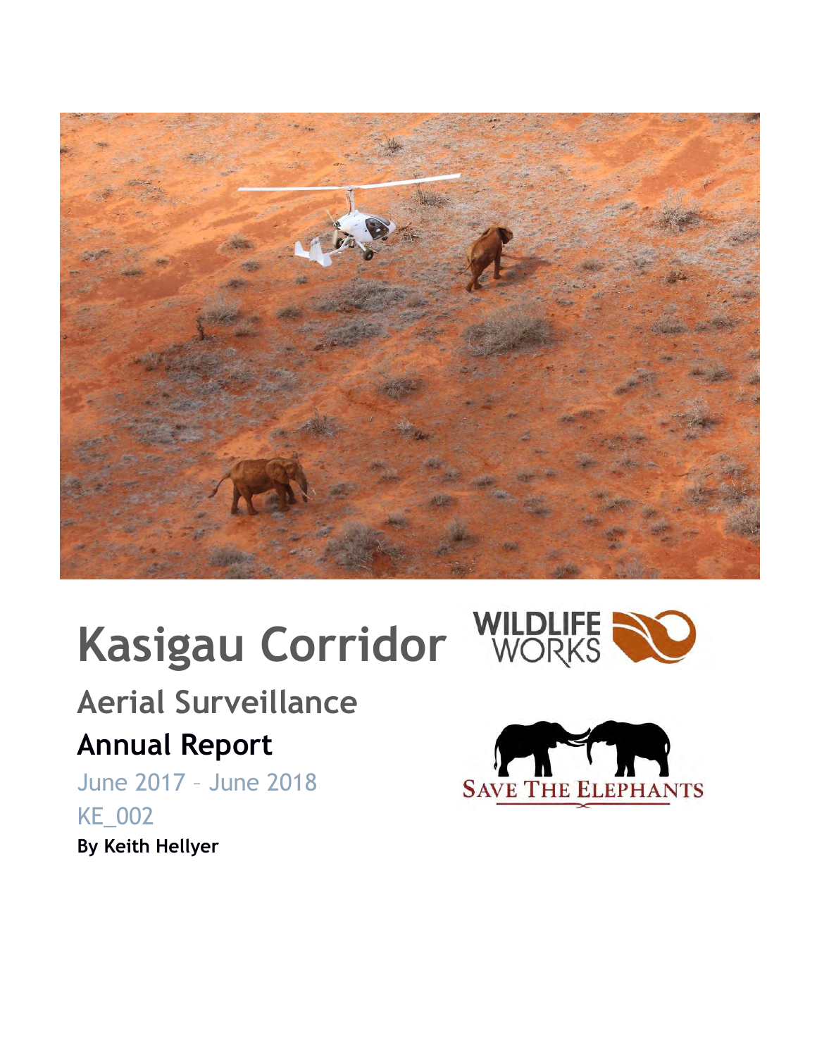# Kasigau Corridor

## Aerial Surveillance

### Annual Report

June 2017 – June 2018

KE_002

**By Keith Hellyer**

WILDLIFE WORKS

SAVE THE ELEPHANTS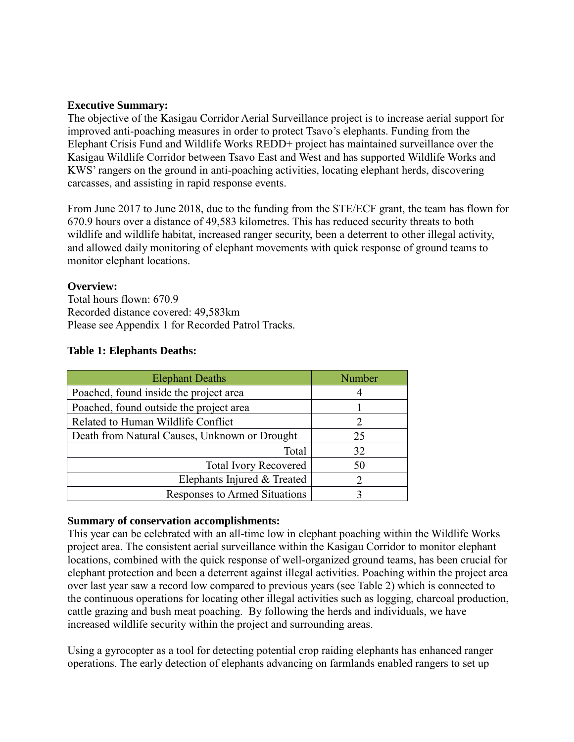**Executive Summary:**

The objective of the Kasigau Corridor Aerial Surveillance project is to increase aerial support for improved anti-poaching measures in order to protect Tsavo's elephants. Funding from the Elephant Crisis Fund and Wildlife Works REDD+ project has maintained surveillance over the Kasigau Wildlife Corridor between Tsavo East and West and has supported Wildlife Works and KWS' rangers on the ground in anti-poaching activities, locating elephant herds, discovering carcasses, and assisting in rapid response events.

From June 2017 to June 2018, due to the funding from the STE/ECF grant, the team has flown for 670.9 hours over a distance of 49,583 kilometres. This has reduced security threats to both wildlife and wildlife habitat, increased ranger security, been a deterrent to other illegal activity, and allowed daily monitoring of elephant movements with quick response of ground teams to monitor elephant locations.

**Overview:**

Total hours flown: 670.9
Recorded distance covered: 49,583km
Please see Appendix 1 for Recorded Patrol Tracks.

**Table 1: Elephants Deaths:**

| Elephant Deaths | Number |
|---|---|
| Poached, found inside the project area | 4 |
| Poached, found outside the project area | 1 |
| Related to Human Wildlife Conflict | 2 |
| Death from Natural Causes, Unknown or Drought | 25 |
| Total | 32 |
| Total Ivory Recovered | 50 |
| Elephants Injured & Treated | 2 |
| Responses to Armed Situations | 3 |

**Summary of conservation accomplishments:**

This year can be celebrated with an all-time low in elephant poaching within the Wildlife Works project area. The consistent aerial surveillance within the Kasigau Corridor to monitor elephant locations, combined with the quick response of well-organized ground teams, has been crucial for elephant protection and been a deterrent against illegal activities. Poaching within the project area over last year saw a record low compared to previous years (see Table 2) which is connected to the continuous operations for locating other illegal activities such as logging, charcoal production, cattle grazing and bush meat poaching. By following the herds and individuals, we have increased wildlife security within the project and surrounding areas.

Using a gyrocopter as a tool for detecting potential crop raiding elephants has enhanced ranger operations. The early detection of elephants advancing on farmlands enabled rangers to set up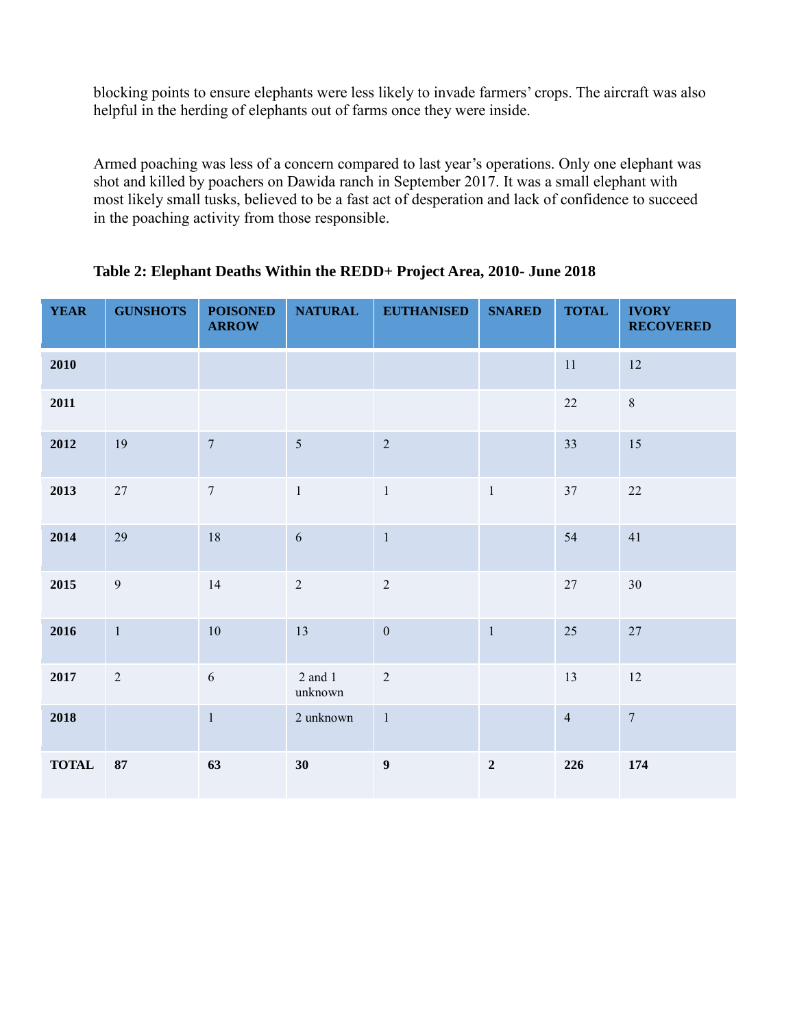blocking points to ensure elephants were less likely to invade farmers' crops. The aircraft was also helpful in the herding of elephants out of farms once they were inside.

Armed poaching was less of a concern compared to last year's operations. Only one elephant was shot and killed by poachers on Dawida ranch in September 2017. It was a small elephant with most likely small tusks, believed to be a fast act of desperation and lack of confidence to succeed in the poaching activity from those responsible.

**Table 2: Elephant Deaths Within the REDD+ Project Area, 2010- June 2018**

| YEAR | GUNSHOTS | POISONED ARROW | NATURAL | EUTHANISED | SNARED | TOTAL | IVORY RECOVERED |
|---|---|---|---|---|---|---|---|
| **2010** | | | | | | 11 | 12 |
| **2011** | | | | | | 22 | 8 |
| **2012** | 19 | 7 | 5 | 2 | | 33 | 15 |
| **2013** | 27 | 7 | 1 | 1 | 1 | 37 | 22 |
| **2014** | 29 | 18 | 6 | 1 | | 54 | 41 |
| **2015** | 9 | 14 | 2 | 2 | | 27 | 30 |
| **2016** | 1 | 10 | 13 | 0 | 1 | 25 | 27 |
| **2017** | 2 | 6 | 2 and 1 unknown | 2 | | 13 | 12 |
| **2018** | | 1 | 2 unknown | 1 | | 4 | 7 |
| **TOTAL** | **87** | **63** | **30** | **9** | **2** | **226** | **174** |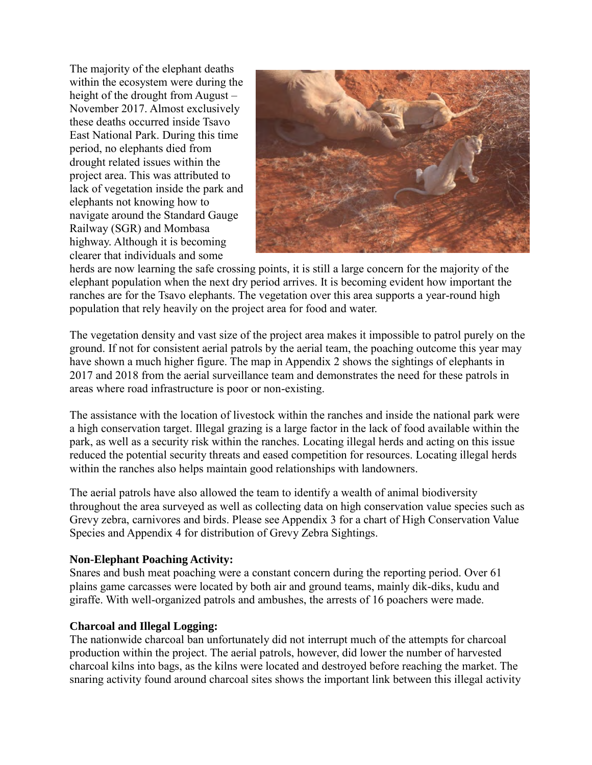The majority of the elephant deaths within the ecosystem were during the height of the drought from August – November 2017. Almost exclusively these deaths occurred inside Tsavo East National Park. During this time period, no elephants died from drought related issues within the project area. This was attributed to lack of vegetation inside the park and elephants not knowing how to navigate around the Standard Gauge Railway (SGR) and Mombasa highway. Although it is becoming clearer that individuals and some herds are now learning the safe crossing points, it is still a large concern for the majority of the elephant population when the next dry period arrives. It is becoming evident how important the ranches are for the Tsavo elephants. The vegetation over this area supports a year-round high population that rely heavily on the project area for food and water.

The vegetation density and vast size of the project area makes it impossible to patrol purely on the ground. If not for consistent aerial patrols by the aerial team, the poaching outcome this year may have shown a much higher figure. The map in Appendix 2 shows the sightings of elephants in 2017 and 2018 from the aerial surveillance team and demonstrates the need for these patrols in areas where road infrastructure is poor or non-existing.

The assistance with the location of livestock within the ranches and inside the national park were a high conservation target. Illegal grazing is a large factor in the lack of food available within the park, as well as a security risk within the ranches. Locating illegal herds and acting on this issue reduced the potential security threats and eased competition for resources. Locating illegal herds within the ranches also helps maintain good relationships with landowners.

The aerial patrols have also allowed the team to identify a wealth of animal biodiversity throughout the area surveyed as well as collecting data on high conservation value species such as Grevy zebra, carnivores and birds. Please see Appendix 3 for a chart of High Conservation Value Species and Appendix 4 for distribution of Grevy Zebra Sightings.

**Non-Elephant Poaching Activity:**
Snares and bush meat poaching were a constant concern during the reporting period. Over 61 plains game carcasses were located by both air and ground teams, mainly dik-diks, kudu and giraffe. With well-organized patrols and ambushes, the arrests of 16 poachers were made.

**Charcoal and Illegal Logging:**
The nationwide charcoal ban unfortunately did not interrupt much of the attempts for charcoal production within the project. The aerial patrols, however, did lower the number of harvested charcoal kilns into bags, as the kilns were located and destroyed before reaching the market. The snaring activity found around charcoal sites shows the important link between this illegal activity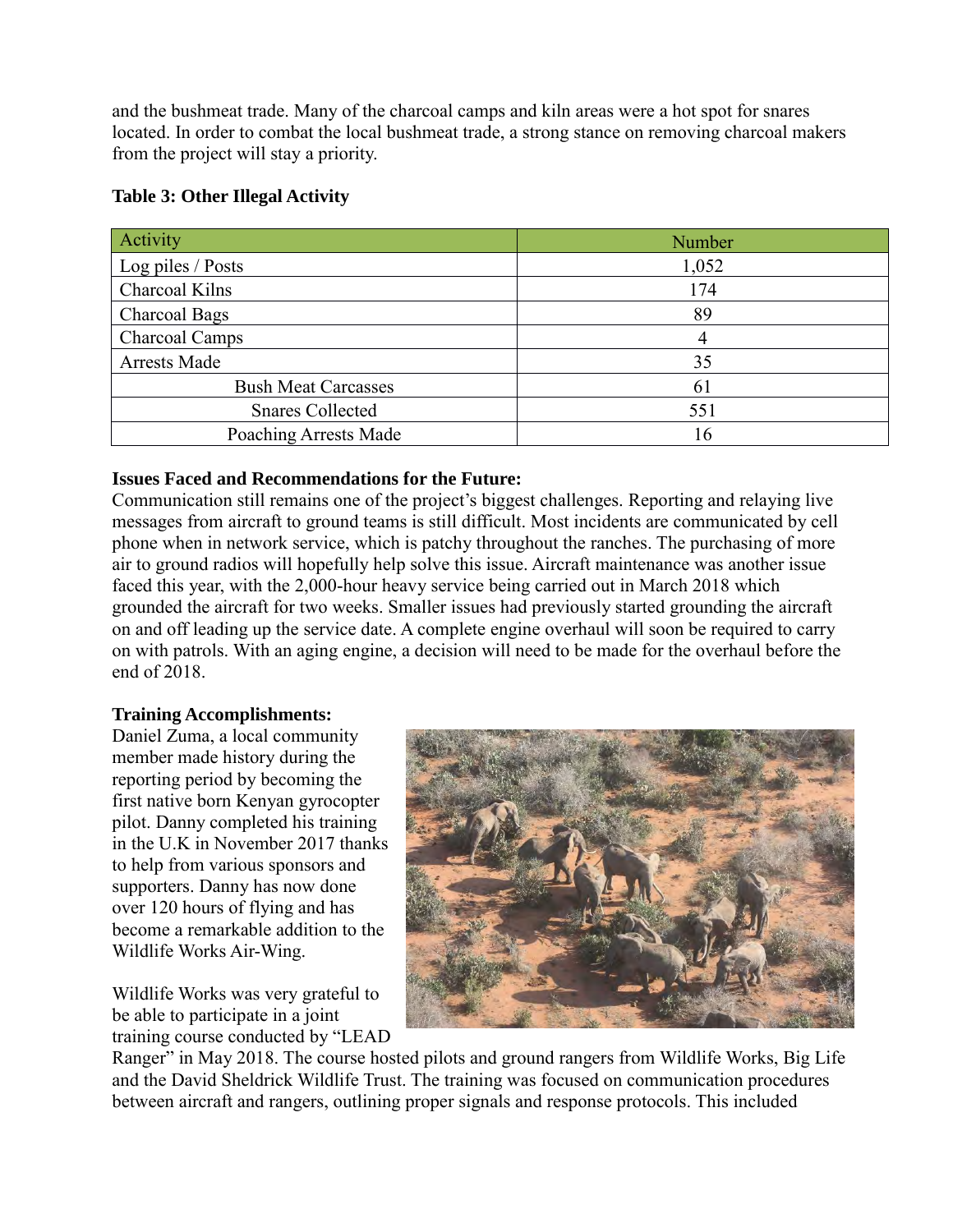and the bushmeat trade. Many of the charcoal camps and kiln areas were a hot spot for snares located. In order to combat the local bushmeat trade, a strong stance on removing charcoal makers from the project will stay a priority.

**Table 3: Other Illegal Activity**

| Activity | Number |
|---|---|
| Log piles / Posts | 1,052 |
| Charcoal Kilns | 174 |
| Charcoal Bags | 89 |
| Charcoal Camps | 4 |
| Arrests Made | 35 |
| Bush Meat Carcasses | 61 |
| Snares Collected | 551 |
| Poaching Arrests Made | 16 |

**Issues Faced and Recommendations for the Future:**

Communication still remains one of the project's biggest challenges. Reporting and relaying live messages from aircraft to ground teams is still difficult. Most incidents are communicated by cell phone when in network service, which is patchy throughout the ranches. The purchasing of more air to ground radios will hopefully help solve this issue. Aircraft maintenance was another issue faced this year, with the 2,000-hour heavy service being carried out in March 2018 which grounded the aircraft for two weeks. Smaller issues had previously started grounding the aircraft on and off leading up the service date. A complete engine overhaul will soon be required to carry on with patrols. With an aging engine, a decision will need to be made for the overhaul before the end of 2018.

**Training Accomplishments:**

Daniel Zuma, a local community member made history during the reporting period by becoming the first native born Kenyan gyrocopter pilot. Danny completed his training in the U.K in November 2017 thanks to help from various sponsors and supporters. Danny has now done over 120 hours of flying and has become a remarkable addition to the Wildlife Works Air-Wing.

Wildlife Works was very grateful to be able to participate in a joint training course conducted by "LEAD Ranger" in May 2018. The course hosted pilots and ground rangers from Wildlife Works, Big Life and the David Sheldrick Wildlife Trust. The training was focused on communication procedures between aircraft and rangers, outlining proper signals and response protocols. This included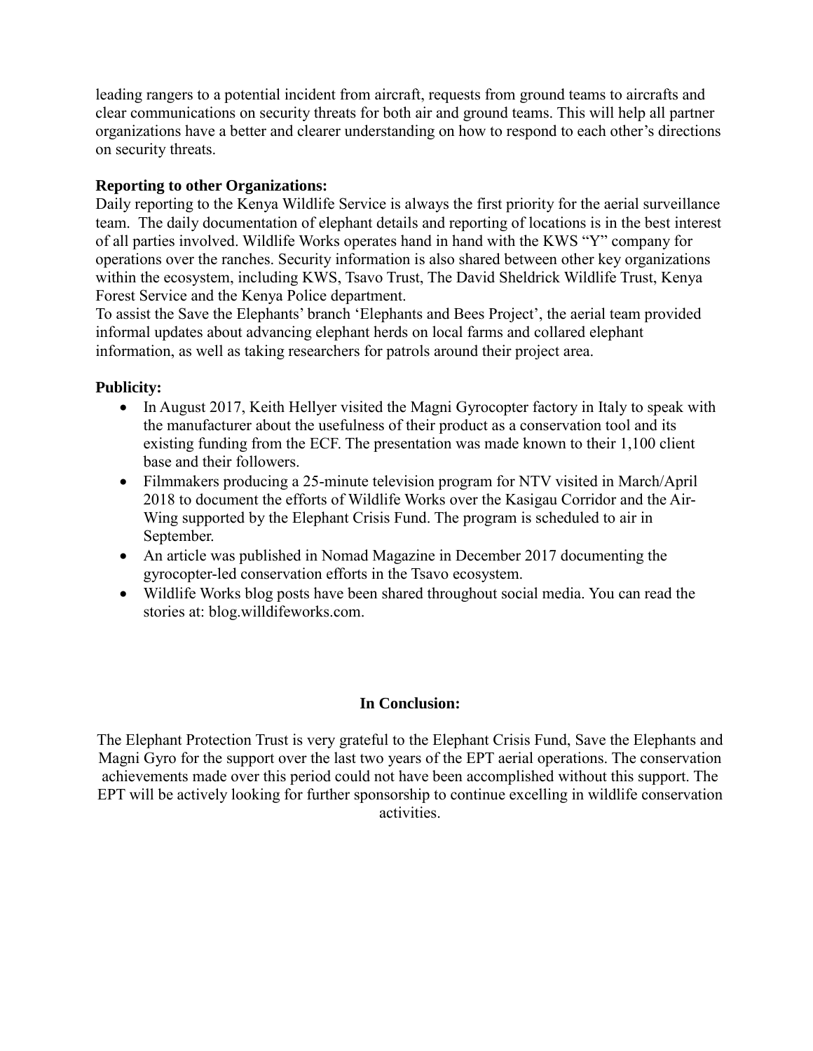leading rangers to a potential incident from aircraft, requests from ground teams to aircrafts and clear communications on security threats for both air and ground teams. This will help all partner organizations have a better and clearer understanding on how to respond to each other's directions on security threats.

**Reporting to other Organizations:**

Daily reporting to the Kenya Wildlife Service is always the first priority for the aerial surveillance team. The daily documentation of elephant details and reporting of locations is in the best interest of all parties involved. Wildlife Works operates hand in hand with the KWS "Y" company for operations over the ranches. Security information is also shared between other key organizations within the ecosystem, including KWS, Tsavo Trust, The David Sheldrick Wildlife Trust, Kenya Forest Service and the Kenya Police department.

To assist the Save the Elephants' branch 'Elephants and Bees Project', the aerial team provided informal updates about advancing elephant herds on local farms and collared elephant information, as well as taking researchers for patrols around their project area.

**Publicity:**

- In August 2017, Keith Hellyer visited the Magni Gyrocopter factory in Italy to speak with the manufacturer about the usefulness of their product as a conservation tool and its existing funding from the ECF. The presentation was made known to their 1,100 client base and their followers.
- Filmmakers producing a 25-minute television program for NTV visited in March/April 2018 to document the efforts of Wildlife Works over the Kasigau Corridor and the Air-Wing supported by the Elephant Crisis Fund. The program is scheduled to air in September.
- An article was published in Nomad Magazine in December 2017 documenting the gyrocopter-led conservation efforts in the Tsavo ecosystem.
- Wildlife Works blog posts have been shared throughout social media. You can read the stories at: blog.willdifeworks.com.

**In Conclusion:**

The Elephant Protection Trust is very grateful to the Elephant Crisis Fund, Save the Elephants and Magni Gyro for the support over the last two years of the EPT aerial operations. The conservation achievements made over this period could not have been accomplished without this support. The EPT will be actively looking for further sponsorship to continue excelling in wildlife conservation activities.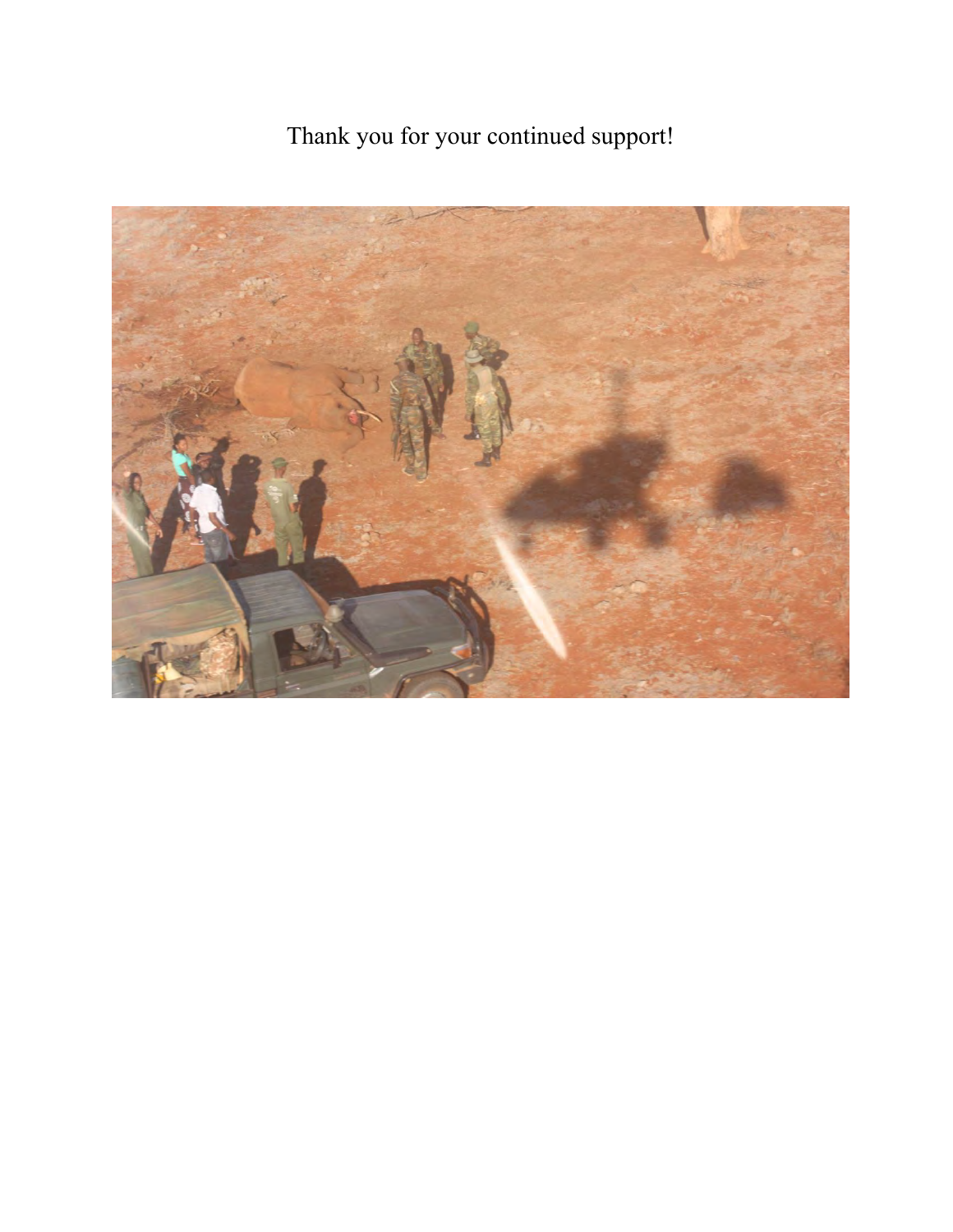Thank you for your continued support!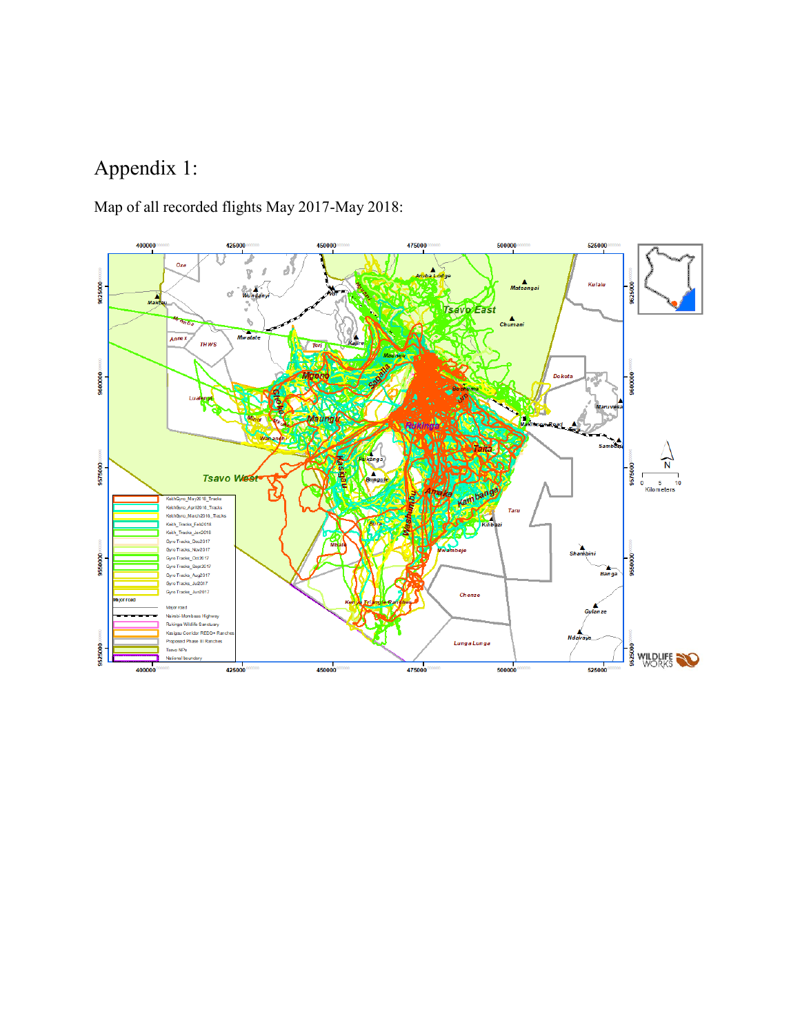# Appendix 1:

Map of all recorded flights May 2017-May 2018: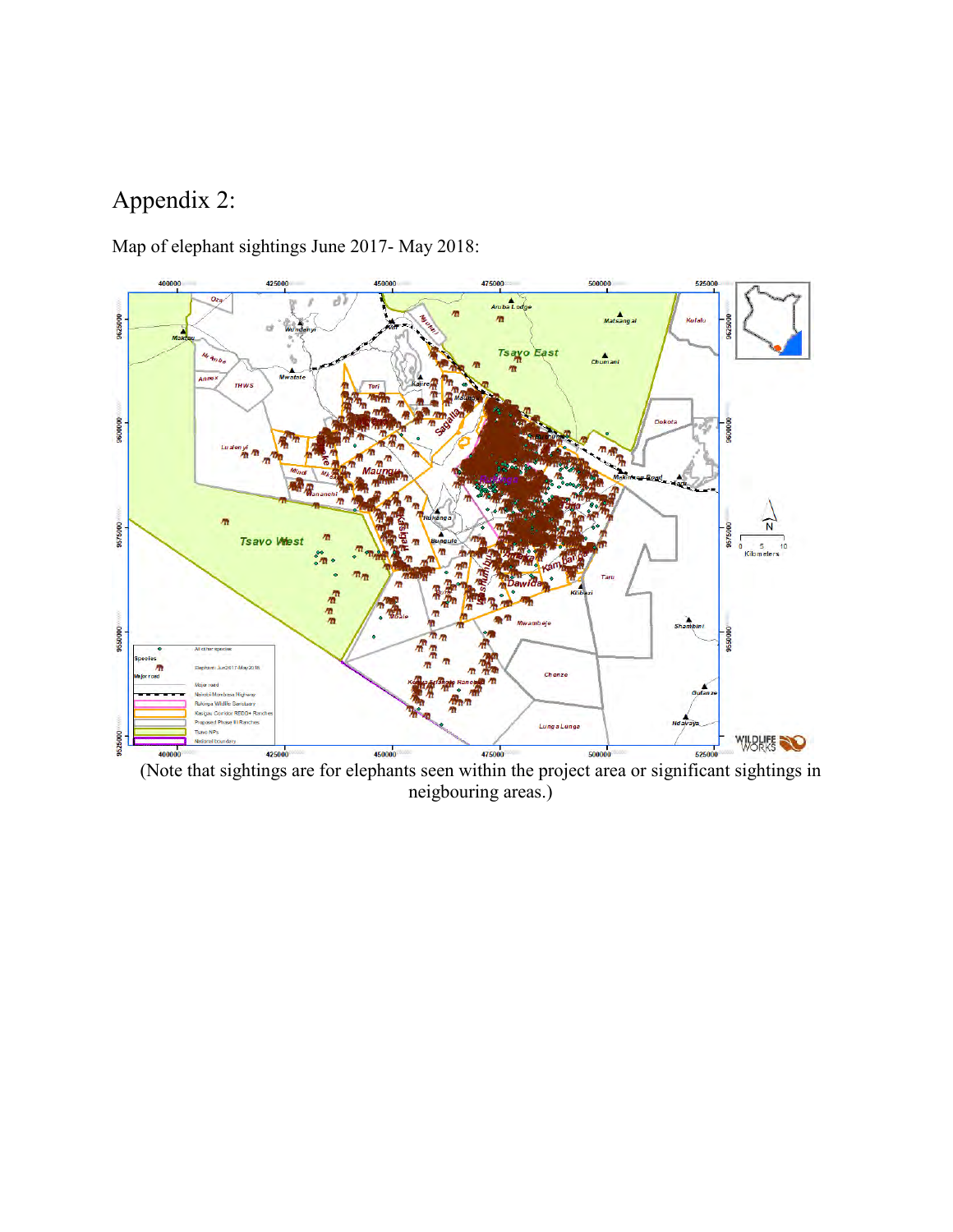# Appendix 2:

Map of elephant sightings June 2017- May 2018:

(Note that sightings are for elephants seen within the project area or significant sightings in neigbouring areas.)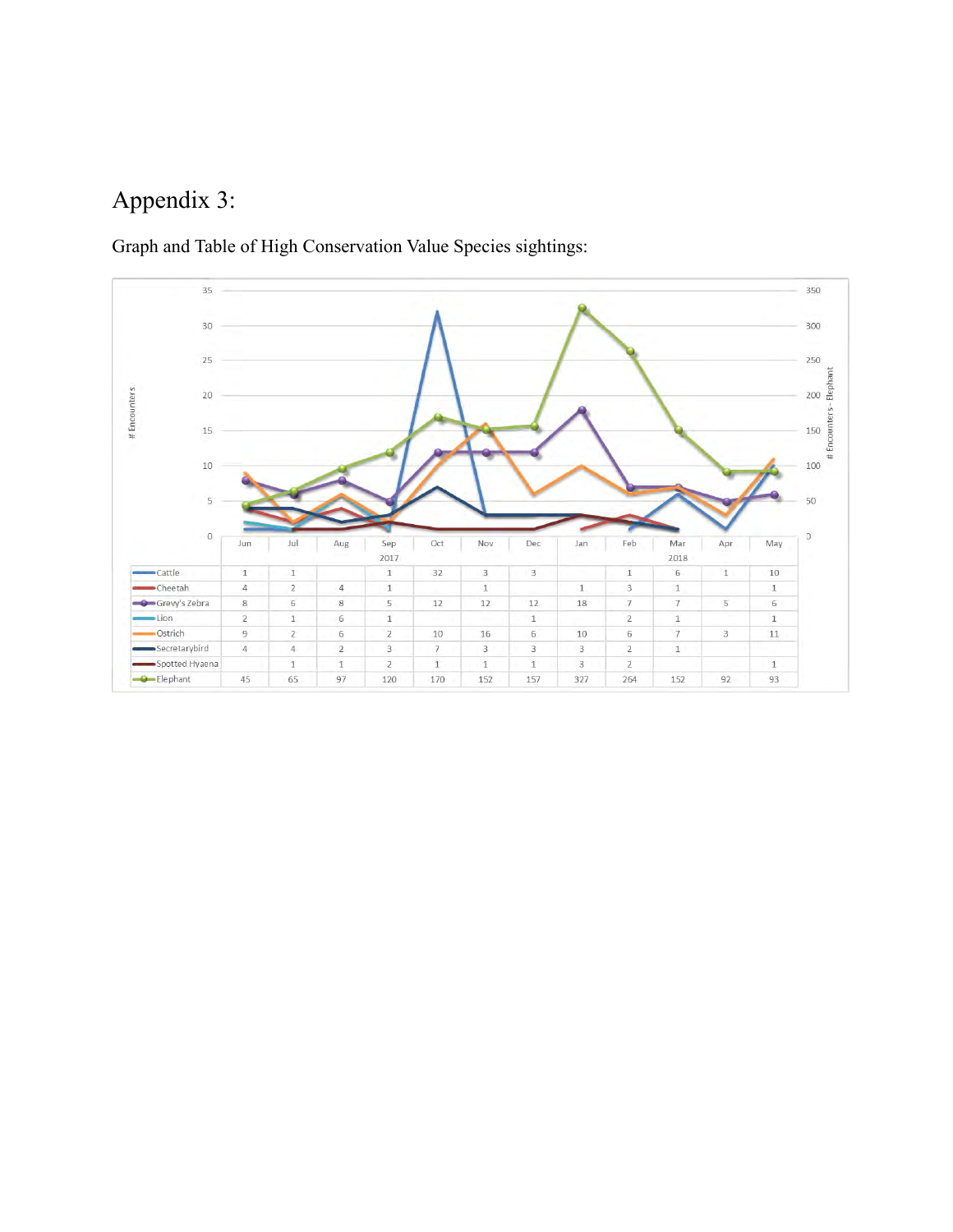# Appendix 3:

Graph and Table of High Conservation Value Species sightings:

| | Jun | Jul | Aug | Sep | Oct | Nov | Dec | Jan | Feb | Mar | Apr | May |
|---|---|---|---|---|---|---|---|---|---|---|---|---|
| | | | | 2017 | | | | | | 2018 | | |
| Cattle | 1 | 1 | | 1 | 32 | 3 | 3 | | 1 | 6 | 1 | 10 |
| Cheetah | 4 | 2 | 4 | 1 | | 1 | | 1 | 3 | 1 | | 1 |
| Grevy's Zebra | 8 | 6 | 8 | 5 | 12 | 12 | 12 | 18 | 7 | 7 | 5 | 6 |
| Lion | 2 | 1 | 6 | 1 | | | 1 | | 2 | 1 | | 1 |
| Ostrich | 9 | 2 | 6 | 2 | 10 | 16 | 6 | 10 | 6 | 7 | 3 | 11 |
| Secretarybird | 4 | 4 | 2 | 3 | 7 | 3 | 3 | 3 | 2 | 1 | | |
| Spotted Hyaena | | 1 | 1 | 2 | 1 | 1 | 1 | 3 | 2 | | | 1 |
| Elephant | 45 | 65 | 97 | 120 | 170 | 152 | 157 | 327 | 264 | 152 | 92 | 93 |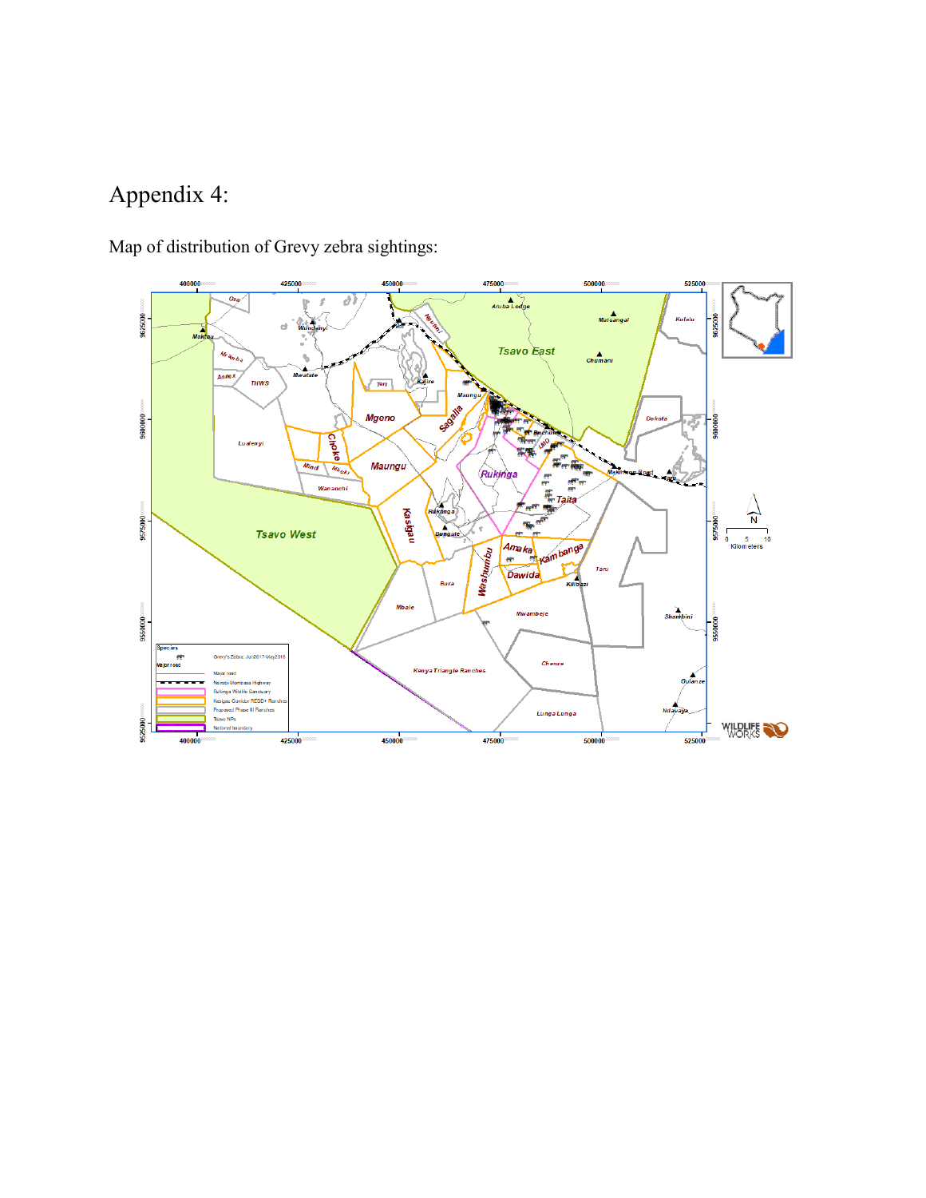# Appendix 4:

Map of distribution of Grevy zebra sightings:

400000 425000 450000 475000 500000 525000

9625000 9600000 9575000 9550000 9525000

Oza
Mackinnon
Wundanyi
Mwatate
Mrambo
Annex
THWS
Taji
Kajire
Maungu
Aruba Lodge
Matsangai
Kulalu
Chumani
Tsavo East
Mgeno
Sagalla
Chokwe
Lualenyi
Mindi
Mkuki
Maungu
Wananchi
Rukinga
Buchuma
LMD
Dokota
Mackinnon Road
Taita
Kasigau
Rukanga
Bungule
Tsavo West
Amaka
Kambanga
Washumbu
Dawida
Kilibazi
Taru
Bura
Mbale
Mwambeje
Shambini
Kenya Triangle Ranches
Chenze
Gulanze
Lunga Lunga
Ndavaya

N

0 5 10
Kilometers

Species
Grevy's Zebra: Jul2017-May2018
Major road
Major road
Nairobi-Mombasa Highway
Rukinga Wildlife Sanctuary
Kasigau Corridor REDD+ Ranches
Proposed Phase III Ranches
Tsavo NPs
National boundary

WILDLIFE WORKS